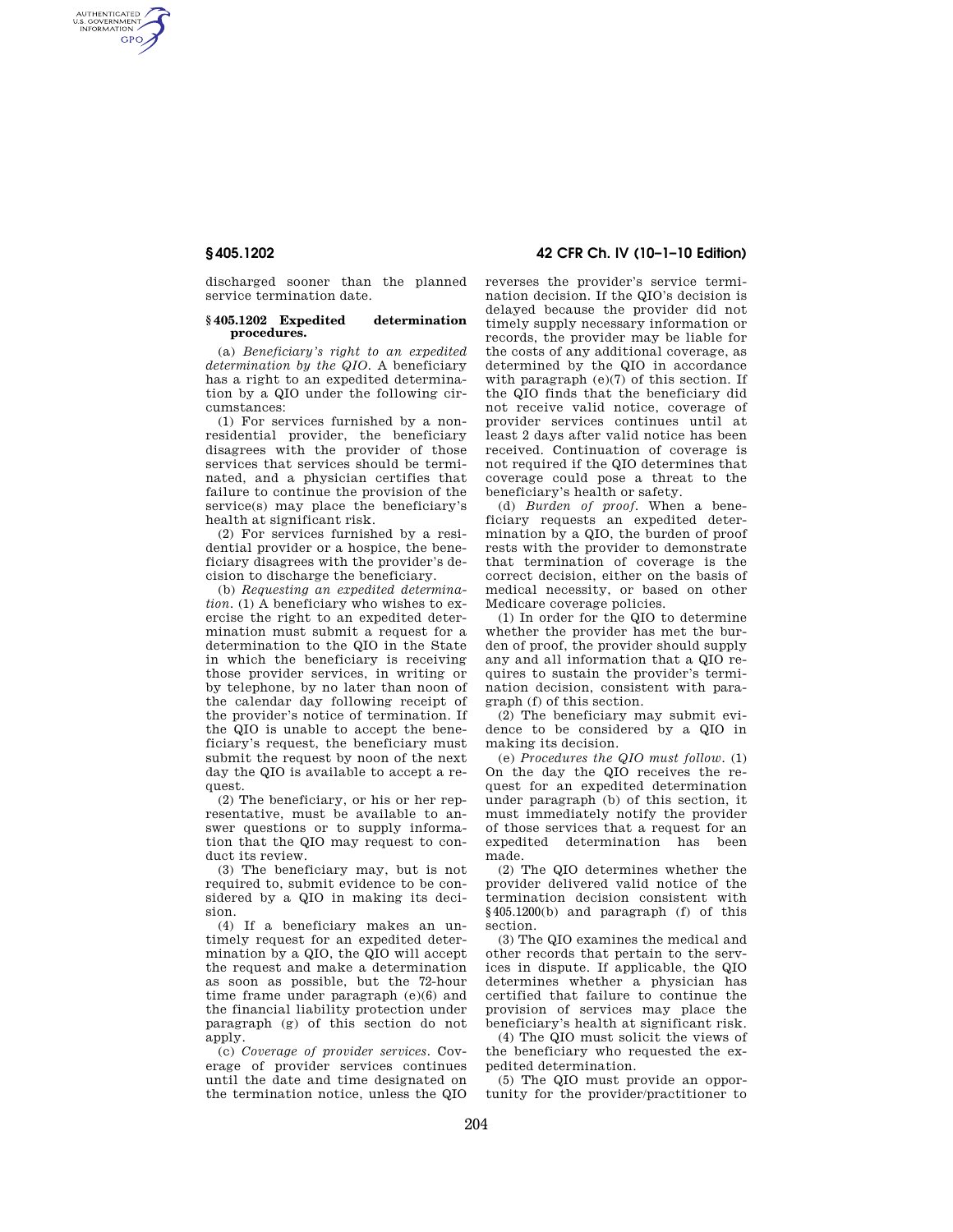discharged sooner than the planned service termination date.

### § 405.1202 Expedited determination procedures.

(a) *Beneficiary's right to an expedited determination by the QIO.* A beneficiary has a right to an expedited determination by a QIO under the following circumstances:

(1) For services furnished by a non-residential provider, the beneficiary disagrees with the provider of those services that services should be terminated, and a physician certifies that failure to continue the provision of the service(s) may place the beneficiary's health at significant risk.

(2) For services furnished by a residential provider or a hospice, the beneficiary disagrees with the provider's decision to discharge the beneficiary.

(b) *Requesting an expedited determination.* (1) A beneficiary who wishes to exercise the right to an expedited determination must submit a request for a determination to the QIO in the State in which the beneficiary is receiving those provider services, in writing or by telephone, by no later than noon of the calendar day following receipt of the provider's notice of termination. If the QIO is unable to accept the beneficiary's request, the beneficiary must submit the request by noon of the next day the QIO is available to accept a request.

(2) The beneficiary, or his or her representative, must be available to answer questions or to supply information that the QIO may request to conduct its review.

(3) The beneficiary may, but is not required to, submit evidence to be considered by a QIO in making its decision.

(4) If a beneficiary makes an untimely request for an expedited determination by a QIO, the QIO will accept the request and make a determination as soon as possible, but the 72-hour time frame under paragraph (e)(6) and the financial liability protection under paragraph (g) of this section do not apply.

(c) *Coverage of provider services.* Coverage of provider services continues until the date and time designated on the termination notice, unless the QIO reverses the provider's service termination decision. If the QIO's decision is delayed because the provider did not timely supply necessary information or records, the provider may be liable for the costs of any additional coverage, as determined by the QIO in accordance with paragraph (e)(7) of this section. If the QIO finds that the beneficiary did not receive valid notice, coverage of provider services continues until at least 2 days after valid notice has been received. Continuation of coverage is not required if the QIO determines that coverage could pose a threat to the beneficiary's health or safety.

(d) *Burden of proof.* When a beneficiary requests an expedited determination by a QIO, the burden of proof rests with the provider to demonstrate that termination of coverage is the correct decision, either on the basis of medical necessity, or based on other Medicare coverage policies.

(1) In order for the QIO to determine whether the provider has met the burden of proof, the provider should supply any and all information that a QIO requires to sustain the provider's termination decision, consistent with paragraph (f) of this section.

(2) The beneficiary may submit evidence to be considered by a QIO in making its decision.

(e) *Procedures the QIO must follow.* (1) On the day the QIO receives the request for an expedited determination under paragraph (b) of this section, it must immediately notify the provider of those services that a request for an expedited determination has been made.

(2) The QIO determines whether the provider delivered valid notice of the termination decision consistent with § 405.1200(b) and paragraph (f) of this section.

(3) The QIO examines the medical and other records that pertain to the services in dispute. If applicable, the QIO determines whether a physician has certified that failure to continue the provision of services may place the beneficiary's health at significant risk.

(4) The QIO must solicit the views of the beneficiary who requested the expedited determination.

(5) The QIO must provide an opportunity for the provider/practitioner to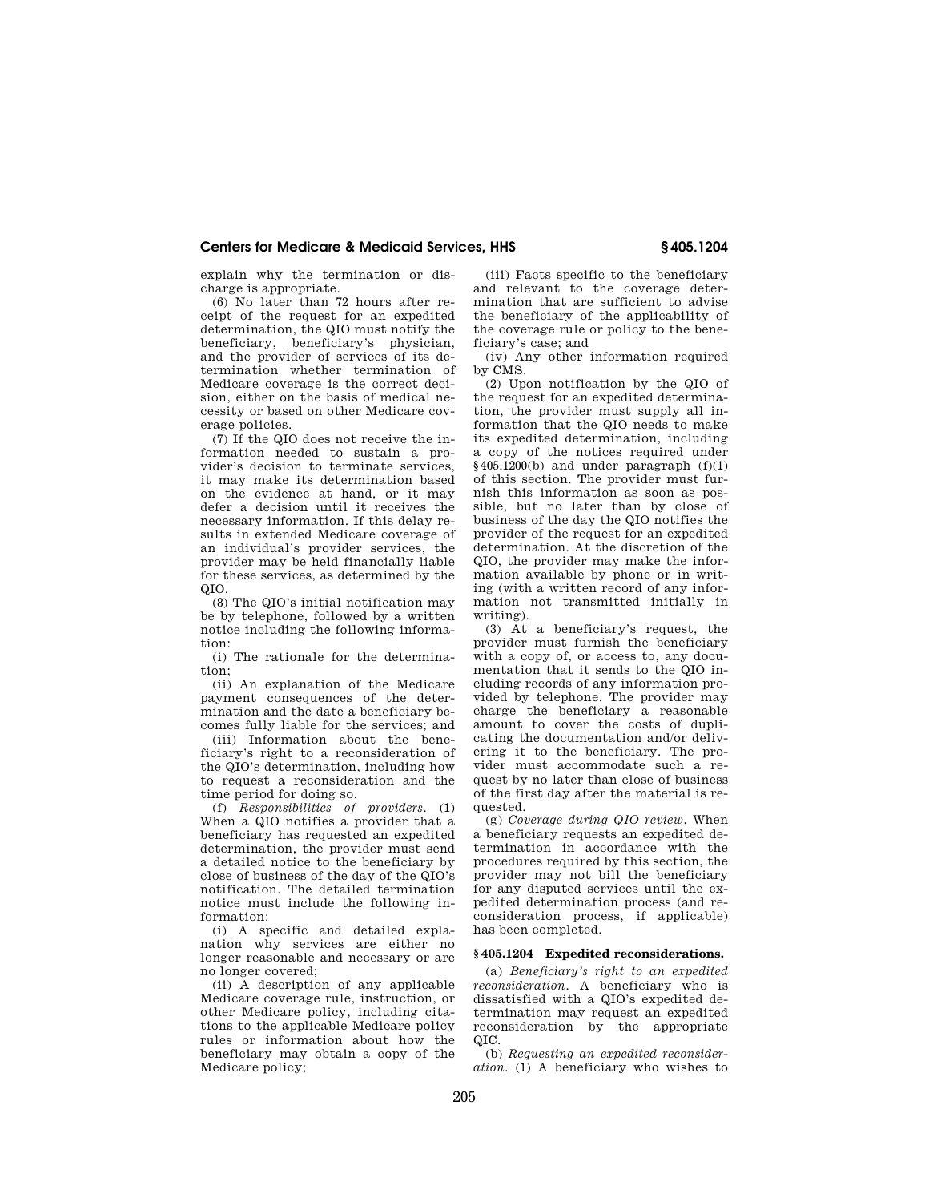explain why the termination or discharge is appropriate.

(6) No later than 72 hours after receipt of the request for an expedited determination, the QIO must notify the beneficiary, beneficiary's physician, and the provider of services of its determination whether termination of Medicare coverage is the correct decision, either on the basis of medical necessity or based on other Medicare coverage policies.

(7) If the QIO does not receive the information needed to sustain a provider's decision to terminate services, it may make its determination based on the evidence at hand, or it may defer a decision until it receives the necessary information. If this delay results in extended Medicare coverage of an individual's provider services, the provider may be held financially liable for these services, as determined by the QIO.

(8) The QIO's initial notification may be by telephone, followed by a written notice including the following information:

(i) The rationale for the determination;

(ii) An explanation of the Medicare payment consequences of the determination and the date a beneficiary becomes fully liable for the services; and

(iii) Information about the beneficiary's right to a reconsideration of the QIO's determination, including how to request a reconsideration and the time period for doing so.

(f) *Responsibilities of providers.* (1) When a QIO notifies a provider that a beneficiary has requested an expedited determination, the provider must send a detailed notice to the beneficiary by close of business of the day of the QIO's notification. The detailed termination notice must include the following information:

(i) A specific and detailed explanation why services are either no longer reasonable and necessary or are no longer covered;

(ii) A description of any applicable Medicare coverage rule, instruction, or other Medicare policy, including citations to the applicable Medicare policy rules or information about how the beneficiary may obtain a copy of the Medicare policy;

(iii) Facts specific to the beneficiary and relevant to the coverage determination that are sufficient to advise the beneficiary of the applicability of the coverage rule or policy to the beneficiary's case; and

(iv) Any other information required by CMS.

(2) Upon notification by the QIO of the request for an expedited determination, the provider must supply all information that the QIO needs to make its expedited determination, including a copy of the notices required under §405.1200(b) and under paragraph (f)(1) of this section. The provider must furnish this information as soon as possible, but no later than by close of business of the day the QIO notifies the provider of the request for an expedited determination. At the discretion of the QIO, the provider may make the information available by phone or in writing (with a written record of any information not transmitted initially in writing).

(3) At a beneficiary's request, the provider must furnish the beneficiary with a copy of, or access to, any documentation that it sends to the QIO including records of any information provided by telephone. The provider may charge the beneficiary a reasonable amount to cover the costs of duplicating the documentation and/or delivering it to the beneficiary. The provider must accommodate such a request by no later than close of business of the first day after the material is requested.

(g) *Coverage during QIO review.* When a beneficiary requests an expedited determination in accordance with the procedures required by this section, the provider may not bill the beneficiary for any disputed services until the expedited determination process (and reconsideration process, if applicable) has been completed.

### §405.1204 Expedited reconsiderations.

(a) *Beneficiary's right to an expedited reconsideration.* A beneficiary who is dissatisfied with a QIO's expedited determination may request an expedited reconsideration by the appropriate QIC.

(b) *Requesting an expedited reconsideration.* (1) A beneficiary who wishes to